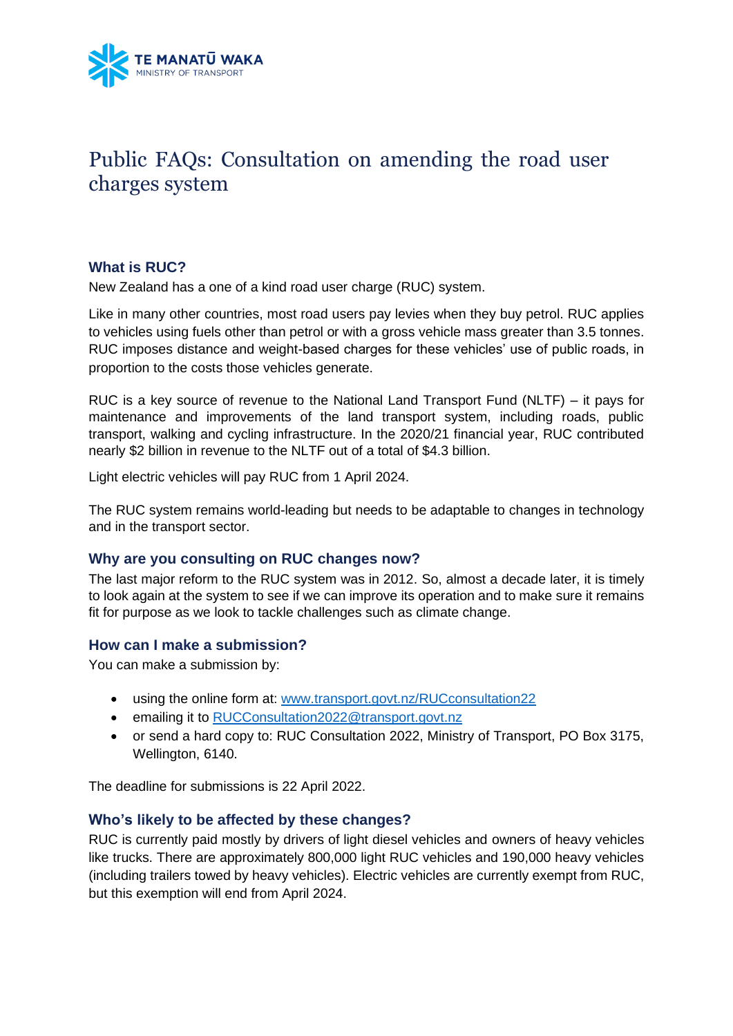TE MANATŪ WAKA
MINISTRY OF TRANSPORT

# Public FAQs: Consultation on amending the road user charges system

## What is RUC?

New Zealand has a one of a kind road user charge (RUC) system.

Like in many other countries, most road users pay levies when they buy petrol. RUC applies to vehicles using fuels other than petrol or with a gross vehicle mass greater than 3.5 tonnes. RUC imposes distance and weight-based charges for these vehicles' use of public roads, in proportion to the costs those vehicles generate.

RUC is a key source of revenue to the National Land Transport Fund (NLTF) – it pays for maintenance and improvements of the land transport system, including roads, public transport, walking and cycling infrastructure. In the 2020/21 financial year, RUC contributed nearly $2 billion in revenue to the NLTF out of a total of $4.3 billion.

Light electric vehicles will pay RUC from 1 April 2024.

The RUC system remains world-leading but needs to be adaptable to changes in technology and in the transport sector.

## Why are you consulting on RUC changes now?

The last major reform to the RUC system was in 2012. So, almost a decade later, it is timely to look again at the system to see if we can improve its operation and to make sure it remains fit for purpose as we look to tackle challenges such as climate change.

## How can I make a submission?

You can make a submission by:

- using the online form at: [www.transport.govt.nz/RUCconsultation22](www.transport.govt.nz/RUCconsultation22)
- emailing it to [RUCConsultation2022@transport.govt.nz](mailto:RUCConsultation2022@transport.govt.nz)
- or send a hard copy to: RUC Consultation 2022, Ministry of Transport, PO Box 3175, Wellington, 6140.

The deadline for submissions is 22 April 2022.

## Who's likely to be affected by these changes?

RUC is currently paid mostly by drivers of light diesel vehicles and owners of heavy vehicles like trucks. There are approximately 800,000 light RUC vehicles and 190,000 heavy vehicles (including trailers towed by heavy vehicles). Electric vehicles are currently exempt from RUC, but this exemption will end from April 2024.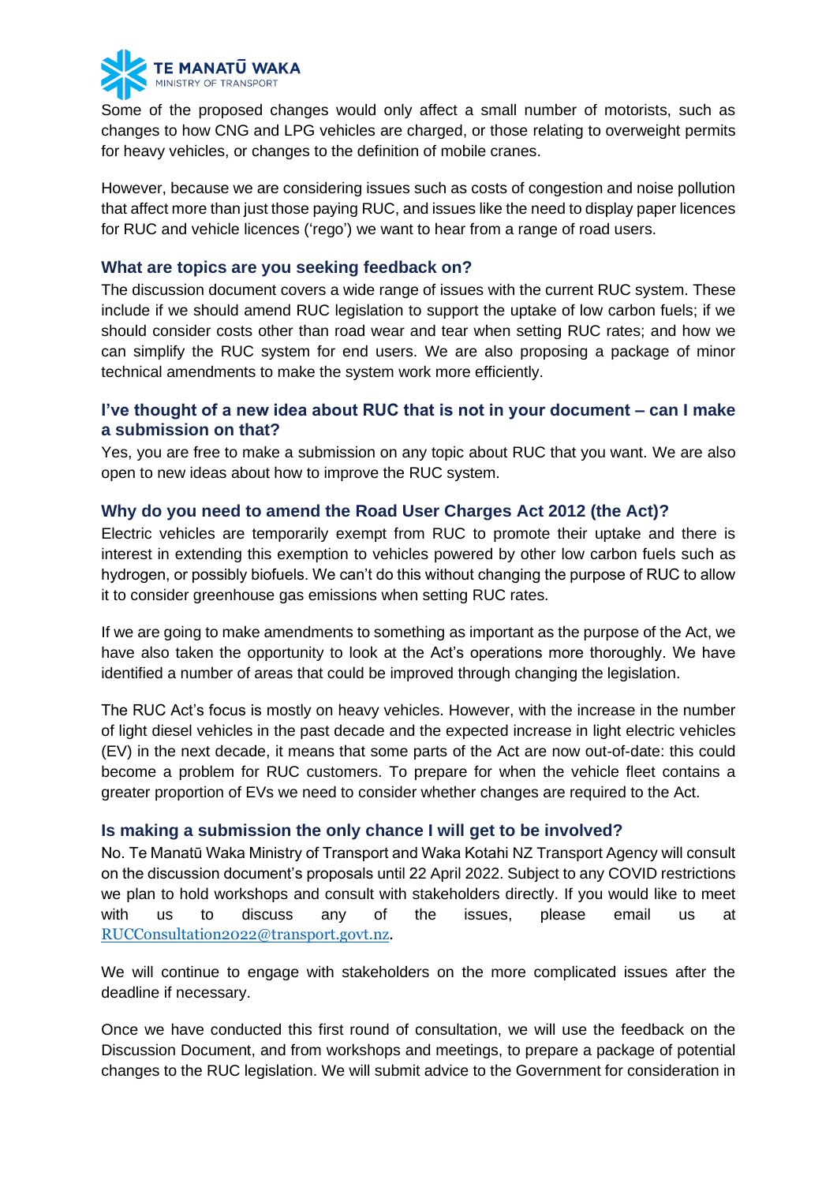Some of the proposed changes would only affect a small number of motorists, such as changes to how CNG and LPG vehicles are charged, or those relating to overweight permits for heavy vehicles, or changes to the definition of mobile cranes.

However, because we are considering issues such as costs of congestion and noise pollution that affect more than just those paying RUC, and issues like the need to display paper licences for RUC and vehicle licences ('rego') we want to hear from a range of road users.

### What are topics are you seeking feedback on?

The discussion document covers a wide range of issues with the current RUC system. These include if we should amend RUC legislation to support the uptake of low carbon fuels; if we should consider costs other than road wear and tear when setting RUC rates; and how we can simplify the RUC system for end users. We are also proposing a package of minor technical amendments to make the system work more efficiently.

### I've thought of a new idea about RUC that is not in your document – can I make a submission on that?

Yes, you are free to make a submission on any topic about RUC that you want. We are also open to new ideas about how to improve the RUC system.

### Why do you need to amend the Road User Charges Act 2012 (the Act)?

Electric vehicles are temporarily exempt from RUC to promote their uptake and there is interest in extending this exemption to vehicles powered by other low carbon fuels such as hydrogen, or possibly biofuels. We can't do this without changing the purpose of RUC to allow it to consider greenhouse gas emissions when setting RUC rates.

If we are going to make amendments to something as important as the purpose of the Act, we have also taken the opportunity to look at the Act's operations more thoroughly. We have identified a number of areas that could be improved through changing the legislation.

The RUC Act's focus is mostly on heavy vehicles. However, with the increase in the number of light diesel vehicles in the past decade and the expected increase in light electric vehicles (EV) in the next decade, it means that some parts of the Act are now out-of-date: this could become a problem for RUC customers. To prepare for when the vehicle fleet contains a greater proportion of EVs we need to consider whether changes are required to the Act.

### Is making a submission the only chance I will get to be involved?

No. Te Manatū Waka Ministry of Transport and Waka Kotahi NZ Transport Agency will consult on the discussion document's proposals until 22 April 2022. Subject to any COVID restrictions we plan to hold workshops and consult with stakeholders directly. If you would like to meet with us to discuss any of the issues, please email us at RUCConsultation2022@transport.govt.nz.

We will continue to engage with stakeholders on the more complicated issues after the deadline if necessary.

Once we have conducted this first round of consultation, we will use the feedback on the Discussion Document, and from workshops and meetings, to prepare a package of potential changes to the RUC legislation. We will submit advice to the Government for consideration in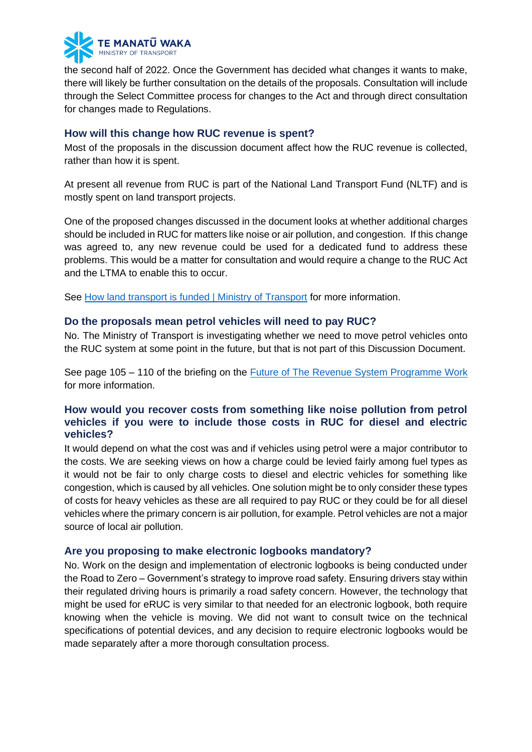the second half of 2022. Once the Government has decided what changes it wants to make, there will likely be further consultation on the details of the proposals. Consultation will include through the Select Committee process for changes to the Act and through direct consultation for changes made to Regulations.

### How will this change how RUC revenue is spent?

Most of the proposals in the discussion document affect how the RUC revenue is collected, rather than how it is spent.

At present all revenue from RUC is part of the National Land Transport Fund (NLTF) and is mostly spent on land transport projects.

One of the proposed changes discussed in the document looks at whether additional charges should be included in RUC for matters like noise or air pollution, and congestion. If this change was agreed to, any new revenue could be used for a dedicated fund to address these problems. This would be a matter for consultation and would require a change to the RUC Act and the LTMA to enable this to occur.

See [How land transport is funded | Ministry of Transport] for more information.

### Do the proposals mean petrol vehicles will need to pay RUC?

No. The Ministry of Transport is investigating whether we need to move petrol vehicles onto the RUC system at some point in the future, but that is not part of this Discussion Document.

See page 105 – 110 of the briefing on the [Future of The Revenue System Programme Work] for more information.

### How would you recover costs from something like noise pollution from petrol vehicles if you were to include those costs in RUC for diesel and electric vehicles?

It would depend on what the cost was and if vehicles using petrol were a major contributor to the costs. We are seeking views on how a charge could be levied fairly among fuel types as it would not be fair to only charge costs to diesel and electric vehicles for something like congestion, which is caused by all vehicles. One solution might be to only consider these types of costs for heavy vehicles as these are all required to pay RUC or they could be for all diesel vehicles where the primary concern is air pollution, for example. Petrol vehicles are not a major source of local air pollution.

### Are you proposing to make electronic logbooks mandatory?

No. Work on the design and implementation of electronic logbooks is being conducted under the Road to Zero – Government's strategy to improve road safety. Ensuring drivers stay within their regulated driving hours is primarily a road safety concern. However, the technology that might be used for eRUC is very similar to that needed for an electronic logbook, both require knowing when the vehicle is moving. We did not want to consult twice on the technical specifications of potential devices, and any decision to require electronic logbooks would be made separately after a more thorough consultation process.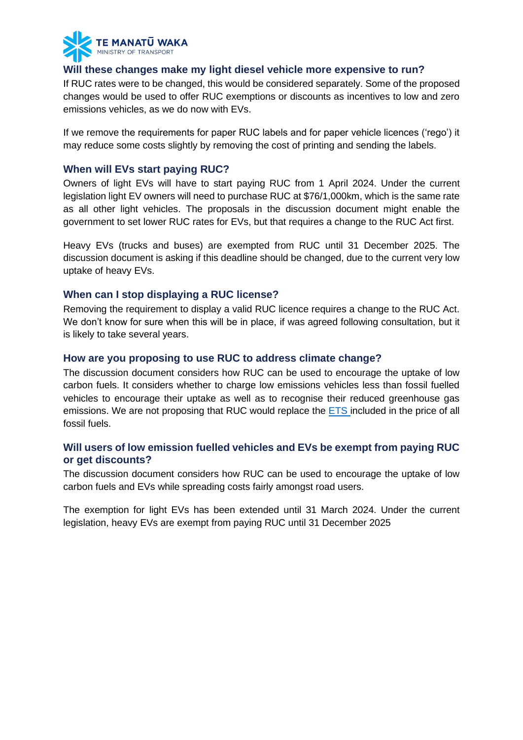### Will these changes make my light diesel vehicle more expensive to run?

If RUC rates were to be changed, this would be considered separately. Some of the proposed changes would be used to offer RUC exemptions or discounts as incentives to low and zero emissions vehicles, as we do now with EVs.

If we remove the requirements for paper RUC labels and for paper vehicle licences ('rego') it may reduce some costs slightly by removing the cost of printing and sending the labels.

### When will EVs start paying RUC?

Owners of light EVs will have to start paying RUC from 1 April 2024. Under the current legislation light EV owners will need to purchase RUC at $76/1,000km, which is the same rate as all other light vehicles. The proposals in the discussion document might enable the government to set lower RUC rates for EVs, but that requires a change to the RUC Act first.

Heavy EVs (trucks and buses) are exempted from RUC until 31 December 2025. The discussion document is asking if this deadline should be changed, due to the current very low uptake of heavy EVs.

### When can I stop displaying a RUC license?

Removing the requirement to display a valid RUC licence requires a change to the RUC Act. We don't know for sure when this will be in place, if was agreed following consultation, but it is likely to take several years.

### How are you proposing to use RUC to address climate change?

The discussion document considers how RUC can be used to encourage the uptake of low carbon fuels. It considers whether to charge low emissions vehicles less than fossil fuelled vehicles to encourage their uptake as well as to recognise their reduced greenhouse gas emissions. We are not proposing that RUC would replace the ETS included in the price of all fossil fuels.

### Will users of low emission fuelled vehicles and EVs be exempt from paying RUC or get discounts?

The discussion document considers how RUC can be used to encourage the uptake of low carbon fuels and EVs while spreading costs fairly amongst road users.

The exemption for light EVs has been extended until 31 March 2024. Under the current legislation, heavy EVs are exempt from paying RUC until 31 December 2025